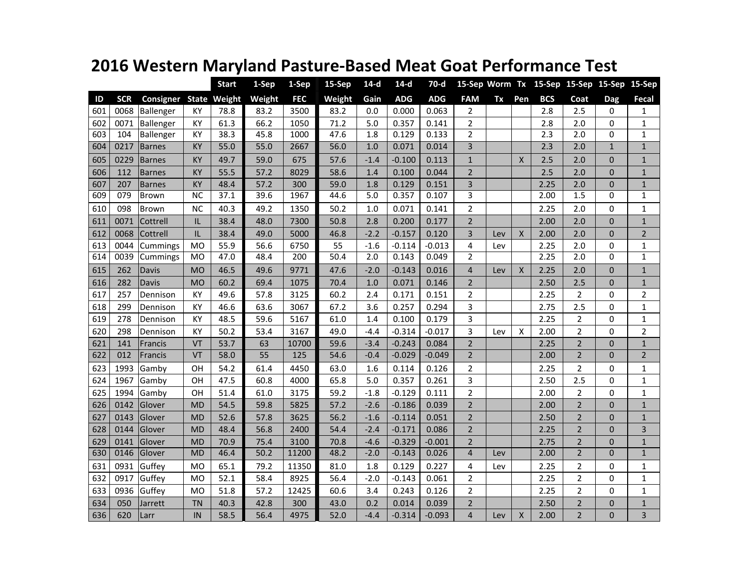# 2016 Western Maryland Pasture-Based Meat Goat Performance Test

| | | | | Start | 1-Sep | 1-Sep | 15-Sep | 14-d | 14-d | 70-d | 15-Sep | Worm | Tx | 15-Sep | 15-Sep | 15-Sep | 15-Sep |
|---|---|---|---|---|---|---|---|---|---|---|---|---|---|---|---|---|---|
| ID | SCR | Consigner | State | Weight | Weight | FEC | Weight | Gain | ADG | ADG | FAM | Tx | Pen | BCS | Coat | Dag | Fecal |
| 601 | 0068 | Ballenger | KY | 78.8 | 83.2 | 3500 | 83.2 | 0.0 | 0.000 | 0.063 | 2 | | | 2.8 | 2.5 | 0 | 1 |
| 602 | 0071 | Ballenger | KY | 61.3 | 66.2 | 1050 | 71.2 | 5.0 | 0.357 | 0.141 | 2 | | | 2.8 | 2.0 | 0 | 1 |
| 603 | 104 | Ballenger | KY | 38.3 | 45.8 | 1000 | 47.6 | 1.8 | 0.129 | 0.133 | 2 | | | 2.3 | 2.0 | 0 | 1 |
| 604 | 0217 | Barnes | KY | 55.0 | 55.0 | 2667 | 56.0 | 1.0 | 0.071 | 0.014 | 3 | | | 2.3 | 2.0 | 1 | 1 |
| 605 | 0229 | Barnes | KY | 49.7 | 59.0 | 675 | 57.6 | -1.4 | -0.100 | 0.113 | 1 | | X | 2.5 | 2.0 | 0 | 1 |
| 606 | 112 | Barnes | KY | 55.5 | 57.2 | 8029 | 58.6 | 1.4 | 0.100 | 0.044 | 2 | | | 2.5 | 2.0 | 0 | 1 |
| 607 | 207 | Barnes | KY | 48.4 | 57.2 | 300 | 59.0 | 1.8 | 0.129 | 0.151 | 3 | | | 2.25 | 2.0 | 0 | 1 |
| 609 | 079 | Brown | NC | 37.1 | 39.6 | 1967 | 44.6 | 5.0 | 0.357 | 0.107 | 3 | | | 2.00 | 1.5 | 0 | 1 |
| 610 | 098 | Brown | NC | 40.3 | 49.2 | 1350 | 50.2 | 1.0 | 0.071 | 0.141 | 2 | | | 2.25 | 2.0 | 0 | 1 |
| 611 | 0071 | Cottrell | IL | 38.4 | 48.0 | 7300 | 50.8 | 2.8 | 0.200 | 0.177 | 2 | | | 2.00 | 2.0 | 0 | 1 |
| 612 | 0068 | Cottrell | IL | 38.4 | 49.0 | 5000 | 46.8 | -2.2 | -0.157 | 0.120 | 3 | Lev | X | 2.00 | 2.0 | 0 | 2 |
| 613 | 0044 | Cummings | MO | 55.9 | 56.6 | 6750 | 55 | -1.6 | -0.114 | -0.013 | 4 | Lev | | 2.25 | 2.0 | 0 | 1 |
| 614 | 0039 | Cummings | MO | 47.0 | 48.4 | 200 | 50.4 | 2.0 | 0.143 | 0.049 | 2 | | | 2.25 | 2.0 | 0 | 1 |
| 615 | 262 | Davis | MO | 46.5 | 49.6 | 9771 | 47.6 | -2.0 | -0.143 | 0.016 | 4 | Lev | X | 2.25 | 2.0 | 0 | 1 |
| 616 | 282 | Davis | MO | 60.2 | 69.4 | 1075 | 70.4 | 1.0 | 0.071 | 0.146 | 2 | | | 2.50 | 2.5 | 0 | 1 |
| 617 | 257 | Dennison | KY | 49.6 | 57.8 | 3125 | 60.2 | 2.4 | 0.171 | 0.151 | 2 | | | 2.25 | 2 | 0 | 2 |
| 618 | 299 | Dennison | KY | 46.6 | 63.6 | 3067 | 67.2 | 3.6 | 0.257 | 0.294 | 3 | | | 2.75 | 2.5 | 0 | 1 |
| 619 | 278 | Dennison | KY | 48.5 | 59.6 | 5167 | 61.0 | 1.4 | 0.100 | 0.179 | 3 | | | 2.25 | 2 | 0 | 1 |
| 620 | 298 | Dennison | KY | 50.2 | 53.4 | 3167 | 49.0 | -4.4 | -0.314 | -0.017 | 3 | Lev | X | 2.00 | 2 | 0 | 2 |
| 621 | 141 | Francis | VT | 53.7 | 63 | 10700 | 59.6 | -3.4 | -0.243 | 0.084 | 2 | | | 2.25 | 2 | 0 | 1 |
| 622 | 012 | Francis | VT | 58.0 | 55 | 125 | 54.6 | -0.4 | -0.029 | -0.049 | 2 | | | 2.00 | 2 | 0 | 2 |
| 623 | 1993 | Gamby | OH | 54.2 | 61.4 | 4450 | 63.0 | 1.6 | 0.114 | 0.126 | 2 | | | 2.25 | 2 | 0 | 1 |
| 624 | 1967 | Gamby | OH | 47.5 | 60.8 | 4000 | 65.8 | 5.0 | 0.357 | 0.261 | 3 | | | 2.50 | 2.5 | 0 | 1 |
| 625 | 1994 | Gamby | OH | 51.4 | 61.0 | 3175 | 59.2 | -1.8 | -0.129 | 0.111 | 2 | | | 2.00 | 2 | 0 | 1 |
| 626 | 0142 | Glover | MD | 54.5 | 59.8 | 5825 | 57.2 | -2.6 | -0.186 | 0.039 | 2 | | | 2.00 | 2 | 0 | 1 |
| 627 | 0143 | Glover | MD | 52.6 | 57.8 | 3625 | 56.2 | -1.6 | -0.114 | 0.051 | 2 | | | 2.50 | 2 | 0 | 1 |
| 628 | 0144 | Glover | MD | 48.4 | 56.8 | 2400 | 54.4 | -2.4 | -0.171 | 0.086 | 2 | | | 2.25 | 2 | 0 | 3 |
| 629 | 0141 | Glover | MD | 70.9 | 75.4 | 3100 | 70.8 | -4.6 | -0.329 | -0.001 | 2 | | | 2.75 | 2 | 0 | 1 |
| 630 | 0146 | Glover | MD | 46.4 | 50.2 | 11200 | 48.2 | -2.0 | -0.143 | 0.026 | 4 | Lev | | 2.00 | 2 | 0 | 1 |
| 631 | 0931 | Guffey | MO | 65.1 | 79.2 | 11350 | 81.0 | 1.8 | 0.129 | 0.227 | 4 | Lev | | 2.25 | 2 | 0 | 1 |
| 632 | 0917 | Guffey | MO | 52.1 | 58.4 | 8925 | 56.4 | -2.0 | -0.143 | 0.061 | 2 | | | 2.25 | 2 | 0 | 1 |
| 633 | 0936 | Guffey | MO | 51.8 | 57.2 | 12425 | 60.6 | 3.4 | 0.243 | 0.126 | 2 | | | 2.25 | 2 | 0 | 1 |
| 634 | 050 | Jarrett | TN | 40.3 | 42.8 | 300 | 43.0 | 0.2 | 0.014 | 0.039 | 2 | | | 2.50 | 2 | 0 | 1 |
| 636 | 620 | Larr | IN | 58.5 | 56.4 | 4975 | 52.0 | -4.4 | -0.314 | -0.093 | 4 | Lev | X | 2.00 | 2 | 0 | 3 |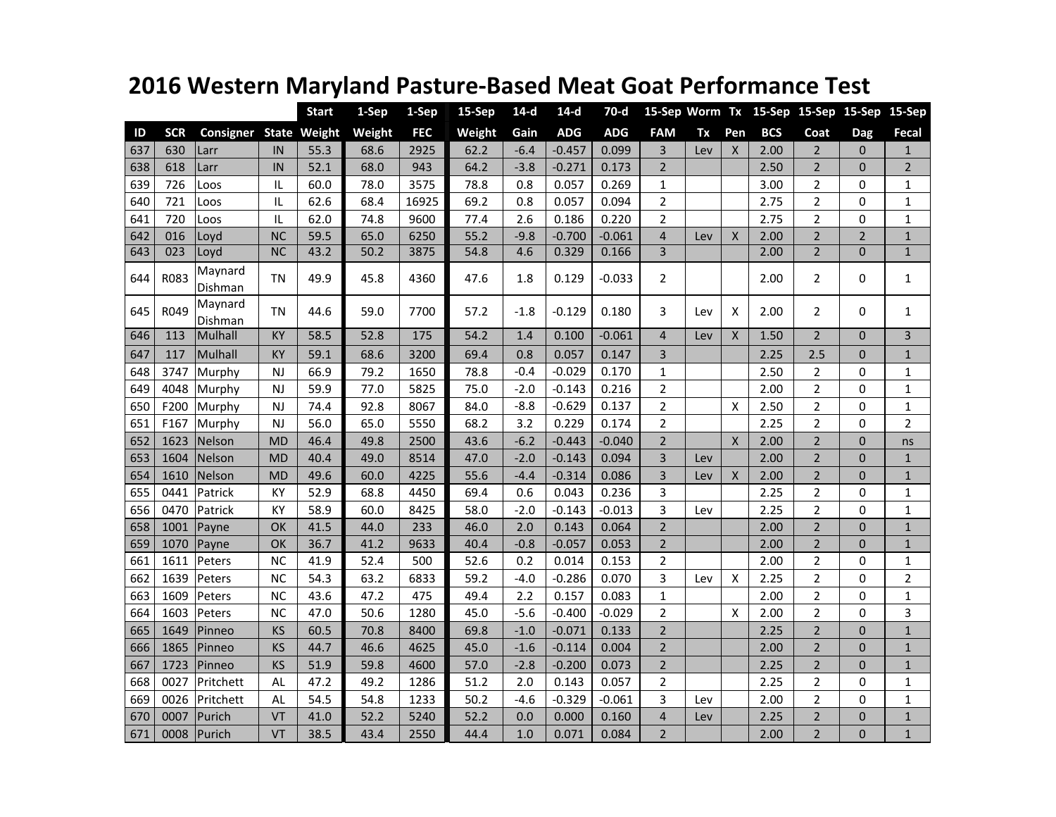# 2016 Western Maryland Pasture-Based Meat Goat Performance Test

| | | | | Start | 1-Sep | 1-Sep | 15-Sep | 14-d | 14-d | 70-d | 15-Sep | Worm | Tx | 15-Sep | 15-Sep | 15-Sep | 15-Sep |
|---|---|---|---|---|---|---|---|---|---|---|---|---|---|---|---|---|---|
| **ID** | **SCR** | **Consigner** | **State** | **Weight** | **Weight** | **FEC** | **Weight** | **Gain** | **ADG** | **ADG** | **FAM** | **Tx** | **Pen** | **BCS** | **Coat** | **Dag** | **Fecal** |
| 637 | 630 | Larr | IN | 55.3 | 68.6 | 2925 | 62.2 | -6.4 | -0.457 | 0.099 | 3 | Lev | X | 2.00 | 2 | 0 | 1 |
| 638 | 618 | Larr | IN | 52.1 | 68.0 | 943 | 64.2 | -3.8 | -0.271 | 0.173 | 2 | | | 2.50 | 2 | 0 | 2 |
| 639 | 726 | Loos | IL | 60.0 | 78.0 | 3575 | 78.8 | 0.8 | 0.057 | 0.269 | 1 | | | 3.00 | 2 | 0 | 1 |
| 640 | 721 | Loos | IL | 62.6 | 68.4 | 16925 | 69.2 | 0.8 | 0.057 | 0.094 | 2 | | | 2.75 | 2 | 0 | 1 |
| 641 | 720 | Loos | IL | 62.0 | 74.8 | 9600 | 77.4 | 2.6 | 0.186 | 0.220 | 2 | | | 2.75 | 2 | 0 | 1 |
| 642 | 016 | Loyd | NC | 59.5 | 65.0 | 6250 | 55.2 | -9.8 | -0.700 | -0.061 | 4 | Lev | X | 2.00 | 2 | 2 | 1 |
| 643 | 023 | Loyd | NC | 43.2 | 50.2 | 3875 | 54.8 | 4.6 | 0.329 | 0.166 | 3 | | | 2.00 | 2 | 0 | 1 |
| 644 | R083 | Maynard Dishman | TN | 49.9 | 45.8 | 4360 | 47.6 | 1.8 | 0.129 | -0.033 | 2 | | | 2.00 | 2 | 0 | 1 |
| 645 | R049 | Maynard Dishman | TN | 44.6 | 59.0 | 7700 | 57.2 | -1.8 | -0.129 | 0.180 | 3 | Lev | X | 2.00 | 2 | 0 | 1 |
| 646 | 113 | Mulhall | KY | 58.5 | 52.8 | 175 | 54.2 | 1.4 | 0.100 | -0.061 | 4 | Lev | X | 1.50 | 2 | 0 | 3 |
| 647 | 117 | Mulhall | KY | 59.1 | 68.6 | 3200 | 69.4 | 0.8 | 0.057 | 0.147 | 3 | | | 2.25 | 2.5 | 0 | 1 |
| 648 | 3747 | Murphy | NJ | 66.9 | 79.2 | 1650 | 78.8 | -0.4 | -0.029 | 0.170 | 1 | | | 2.50 | 2 | 0 | 1 |
| 649 | 4048 | Murphy | NJ | 59.9 | 77.0 | 5825 | 75.0 | -2.0 | -0.143 | 0.216 | 2 | | | 2.00 | 2 | 0 | 1 |
| 650 | F200 | Murphy | NJ | 74.4 | 92.8 | 8067 | 84.0 | -8.8 | -0.629 | 0.137 | 2 | | X | 2.50 | 2 | 0 | 1 |
| 651 | F167 | Murphy | NJ | 56.0 | 65.0 | 5550 | 68.2 | 3.2 | 0.229 | 0.174 | 2 | | | 2.25 | 2 | 0 | 2 |
| 652 | 1623 | Nelson | MD | 46.4 | 49.8 | 2500 | 43.6 | -6.2 | -0.443 | -0.040 | 2 | | X | 2.00 | 2 | 0 | ns |
| 653 | 1604 | Nelson | MD | 40.4 | 49.0 | 8514 | 47.0 | -2.0 | -0.143 | 0.094 | 3 | Lev | | 2.00 | 2 | 0 | 1 |
| 654 | 1610 | Nelson | MD | 49.6 | 60.0 | 4225 | 55.6 | -4.4 | -0.314 | 0.086 | 3 | Lev | X | 2.00 | 2 | 0 | 1 |
| 655 | 0441 | Patrick | KY | 52.9 | 68.8 | 4450 | 69.4 | 0.6 | 0.043 | 0.236 | 3 | | | 2.25 | 2 | 0 | 1 |
| 656 | 0470 | Patrick | KY | 58.9 | 60.0 | 8425 | 58.0 | -2.0 | -0.143 | -0.013 | 3 | Lev | | 2.25 | 2 | 0 | 1 |
| 658 | 1001 | Payne | OK | 41.5 | 44.0 | 233 | 46.0 | 2.0 | 0.143 | 0.064 | 2 | | | 2.00 | 2 | 0 | 1 |
| 659 | 1070 | Payne | OK | 36.7 | 41.2 | 9633 | 40.4 | -0.8 | -0.057 | 0.053 | 2 | | | 2.00 | 2 | 0 | 1 |
| 661 | 1611 | Peters | NC | 41.9 | 52.4 | 500 | 52.6 | 0.2 | 0.014 | 0.153 | 2 | | | 2.00 | 2 | 0 | 1 |
| 662 | 1639 | Peters | NC | 54.3 | 63.2 | 6833 | 59.2 | -4.0 | -0.286 | 0.070 | 3 | Lev | X | 2.25 | 2 | 0 | 2 |
| 663 | 1609 | Peters | NC | 43.6 | 47.2 | 475 | 49.4 | 2.2 | 0.157 | 0.083 | 1 | | | 2.00 | 2 | 0 | 1 |
| 664 | 1603 | Peters | NC | 47.0 | 50.6 | 1280 | 45.0 | -5.6 | -0.400 | -0.029 | 2 | | X | 2.00 | 2 | 0 | 3 |
| 665 | 1649 | Pinneo | KS | 60.5 | 70.8 | 8400 | 69.8 | -1.0 | -0.071 | 0.133 | 2 | | | 2.25 | 2 | 0 | 1 |
| 666 | 1865 | Pinneo | KS | 44.7 | 46.6 | 4625 | 45.0 | -1.6 | -0.114 | 0.004 | 2 | | | 2.00 | 2 | 0 | 1 |
| 667 | 1723 | Pinneo | KS | 51.9 | 59.8 | 4600 | 57.0 | -2.8 | -0.200 | 0.073 | 2 | | | 2.25 | 2 | 0 | 1 |
| 668 | 0027 | Pritchett | AL | 47.2 | 49.2 | 1286 | 51.2 | 2.0 | 0.143 | 0.057 | 2 | | | 2.25 | 2 | 0 | 1 |
| 669 | 0026 | Pritchett | AL | 54.5 | 54.8 | 1233 | 50.2 | -4.6 | -0.329 | -0.061 | 3 | Lev | | 2.00 | 2 | 0 | 1 |
| 670 | 0007 | Purich | VT | 41.0 | 52.2 | 5240 | 52.2 | 0.0 | 0.000 | 0.160 | 4 | Lev | | 2.25 | 2 | 0 | 1 |
| 671 | 0008 | Purich | VT | 38.5 | 43.4 | 2550 | 44.4 | 1.0 | 0.071 | 0.084 | 2 | | | 2.00 | 2 | 0 | 1 |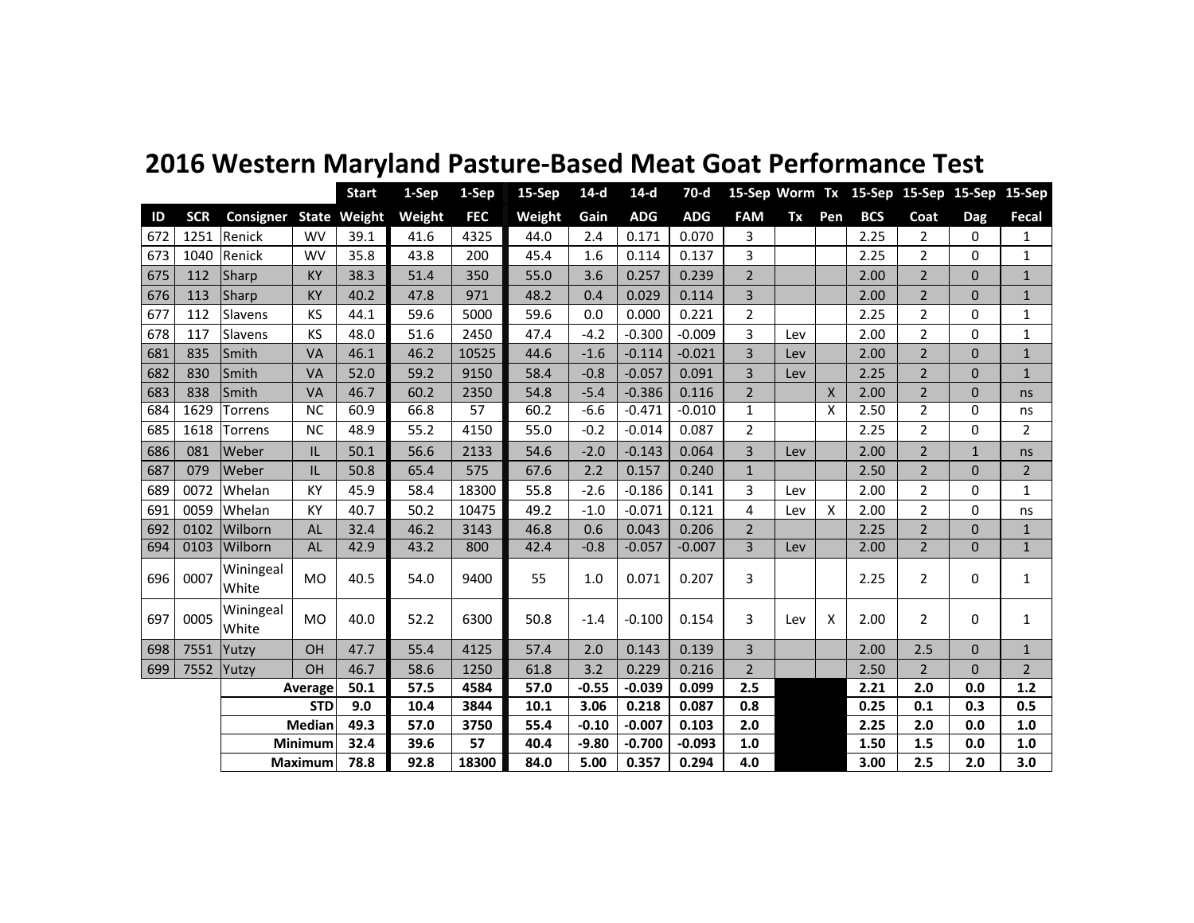# 2016 Western Maryland Pasture-Based Meat Goat Performance Test

| | | | | Start | 1-Sep | 1-Sep | 15-Sep | 14-d | 14-d | 70-d | 15-Sep | Worm | Tx | 15-Sep | 15-Sep | 15-Sep | 15-Sep |
|---|---|---|---|---|---|---|---|---|---|---|---|---|---|---|---|---|---|
| ID | SCR | Consigner | State | Weight | Weight | FEC | Weight | Gain | ADG | ADG | FAM | Tx | Pen | BCS | Coat | Dag | Fecal |
| 672 | 1251 | Renick | WV | 39.1 | 41.6 | 4325 | 44.0 | 2.4 | 0.171 | 0.070 | 3 | | | 2.25 | 2 | 0 | 1 |
| 673 | 1040 | Renick | WV | 35.8 | 43.8 | 200 | 45.4 | 1.6 | 0.114 | 0.137 | 3 | | | 2.25 | 2 | 0 | 1 |
| 675 | 112 | Sharp | KY | 38.3 | 51.4 | 350 | 55.0 | 3.6 | 0.257 | 0.239 | 2 | | | 2.00 | 2 | 0 | 1 |
| 676 | 113 | Sharp | KY | 40.2 | 47.8 | 971 | 48.2 | 0.4 | 0.029 | 0.114 | 3 | | | 2.00 | 2 | 0 | 1 |
| 677 | 112 | Slavens | KS | 44.1 | 59.6 | 5000 | 59.6 | 0.0 | 0.000 | 0.221 | 2 | | | 2.25 | 2 | 0 | 1 |
| 678 | 117 | Slavens | KS | 48.0 | 51.6 | 2450 | 47.4 | -4.2 | -0.300 | -0.009 | 3 | Lev | | 2.00 | 2 | 0 | 1 |
| 681 | 835 | Smith | VA | 46.1 | 46.2 | 10525 | 44.6 | -1.6 | -0.114 | -0.021 | 3 | Lev | | 2.00 | 2 | 0 | 1 |
| 682 | 830 | Smith | VA | 52.0 | 59.2 | 9150 | 58.4 | -0.8 | -0.057 | 0.091 | 3 | Lev | | 2.25 | 2 | 0 | 1 |
| 683 | 838 | Smith | VA | 46.7 | 60.2 | 2350 | 54.8 | -5.4 | -0.386 | 0.116 | 2 | | X | 2.00 | 2 | 0 | ns |
| 684 | 1629 | Torrens | NC | 60.9 | 66.8 | 57 | 60.2 | -6.6 | -0.471 | -0.010 | 1 | | X | 2.50 | 2 | 0 | ns |
| 685 | 1618 | Torrens | NC | 48.9 | 55.2 | 4150 | 55.0 | -0.2 | -0.014 | 0.087 | 2 | | | 2.25 | 2 | 0 | 2 |
| 686 | 081 | Weber | IL | 50.1 | 56.6 | 2133 | 54.6 | -2.0 | -0.143 | 0.064 | 3 | Lev | | 2.00 | 2 | 1 | ns |
| 687 | 079 | Weber | IL | 50.8 | 65.4 | 575 | 67.6 | 2.2 | 0.157 | 0.240 | 1 | | | 2.50 | 2 | 0 | 2 |
| 689 | 0072 | Whelan | KY | 45.9 | 58.4 | 18300 | 55.8 | -2.6 | -0.186 | 0.141 | 3 | Lev | | 2.00 | 2 | 0 | 1 |
| 691 | 0059 | Whelan | KY | 40.7 | 50.2 | 10475 | 49.2 | -1.0 | -0.071 | 0.121 | 4 | Lev | X | 2.00 | 2 | 0 | ns |
| 692 | 0102 | Wilborn | AL | 32.4 | 46.2 | 3143 | 46.8 | 0.6 | 0.043 | 0.206 | 2 | | | 2.25 | 2 | 0 | 1 |
| 694 | 0103 | Wilborn | AL | 42.9 | 43.2 | 800 | 42.4 | -0.8 | -0.057 | -0.007 | 3 | Lev | | 2.00 | 2 | 0 | 1 |
| 696 | 0007 | Winingeal White | MO | 40.5 | 54.0 | 9400 | 55 | 1.0 | 0.071 | 0.207 | 3 | | | 2.25 | 2 | 0 | 1 |
| 697 | 0005 | Winingeal White | MO | 40.0 | 52.2 | 6300 | 50.8 | -1.4 | -0.100 | 0.154 | 3 | Lev | X | 2.00 | 2 | 0 | 1 |
| 698 | 7551 | Yutzy | OH | 47.7 | 55.4 | 4125 | 57.4 | 2.0 | 0.143 | 0.139 | 3 | | | 2.00 | 2.5 | 0 | 1 |
| 699 | 7552 | Yutzy | OH | 46.7 | 58.6 | 1250 | 61.8 | 3.2 | 0.229 | 0.216 | 2 | | | 2.50 | 2 | 0 | 2 |
| | | | Average | 50.1 | 57.5 | 4584 | 57.0 | -0.55 | -0.039 | 0.099 | 2.5 | | | 2.21 | 2.0 | 0.0 | 1.2 |
| | | | STD | 9.0 | 10.4 | 3844 | 10.1 | 3.06 | 0.218 | 0.087 | 0.8 | | | 0.25 | 0.1 | 0.3 | 0.5 |
| | | | Median | 49.3 | 57.0 | 3750 | 55.4 | -0.10 | -0.007 | 0.103 | 2.0 | | | 2.25 | 2.0 | 0.0 | 1.0 |
| | | | Minimum | 32.4 | 39.6 | 57 | 40.4 | -9.80 | -0.700 | -0.093 | 1.0 | | | 1.50 | 1.5 | 0.0 | 1.0 |
| | | | Maximum | 78.8 | 92.8 | 18300 | 84.0 | 5.00 | 0.357 | 0.294 | 4.0 | | | 3.00 | 2.5 | 2.0 | 3.0 |